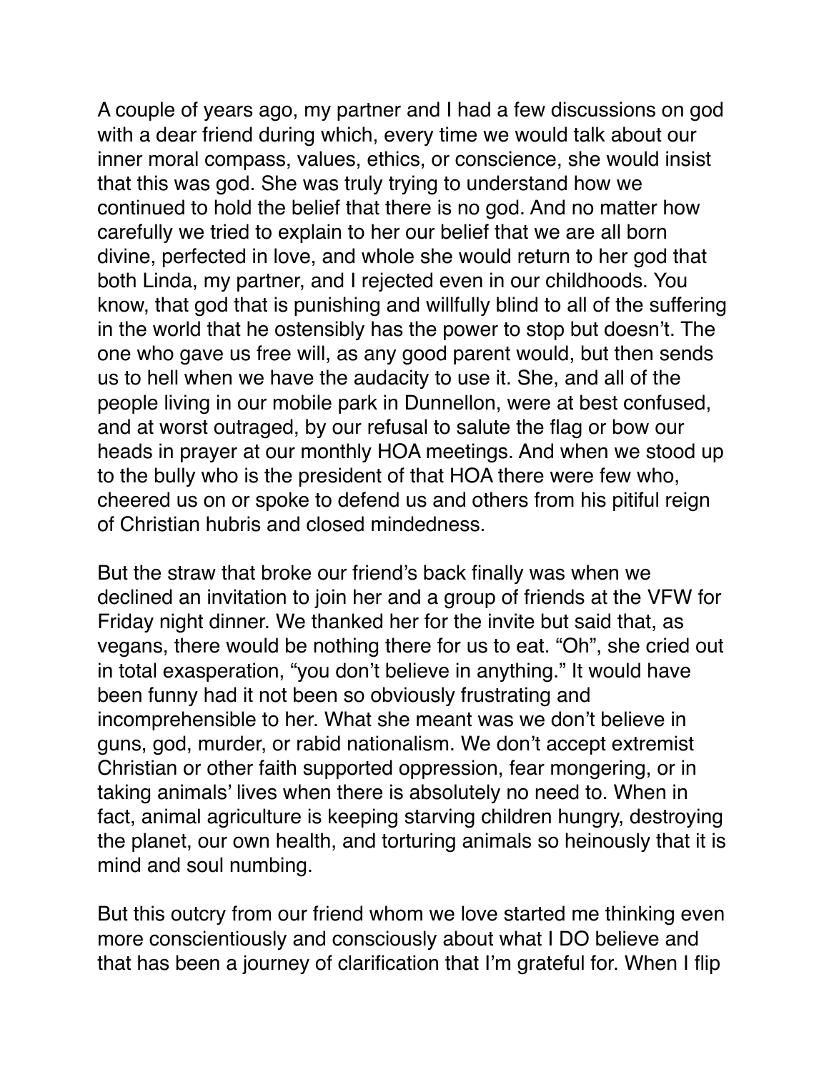A couple of years ago, my partner and I had a few discussions on god with a dear friend during which, every time we would talk about our inner moral compass, values, ethics, or conscience, she would insist that this was god. She was truly trying to understand how we continued to hold the belief that there is no god. And no matter how carefully we tried to explain to her our belief that we are all born divine, perfected in love, and whole she would return to her god that both Linda, my partner, and I rejected even in our childhoods. You know, that god that is punishing and willfully blind to all of the suffering in the world that he ostensibly has the power to stop but doesn't. The one who gave us free will, as any good parent would, but then sends us to hell when we have the audacity to use it. She, and all of the people living in our mobile park in Dunnellon, were at best confused, and at worst outraged, by our refusal to salute the flag or bow our heads in prayer at our monthly HOA meetings. And when we stood up to the bully who is the president of that HOA there were few who, cheered us on or spoke to defend us and others from his pitiful reign of Christian hubris and closed mindedness.

But the straw that broke our friend's back finally was when we declined an invitation to join her and a group of friends at the VFW for Friday night dinner. We thanked her for the invite but said that, as vegans, there would be nothing there for us to eat. "Oh", she cried out in total exasperation, "you don't believe in anything." It would have been funny had it not been so obviously frustrating and incomprehensible to her. What she meant was we don't believe in guns, god, murder, or rabid nationalism. We don't accept extremist Christian or other faith supported oppression, fear mongering, or in taking animals' lives when there is absolutely no need to. When in fact, animal agriculture is keeping starving children hungry, destroying the planet, our own health, and torturing animals so heinously that it is mind and soul numbing.

But this outcry from our friend whom we love started me thinking even more conscientiously and consciously about what I DO believe and that has been a journey of clarification that I'm grateful for. When I flip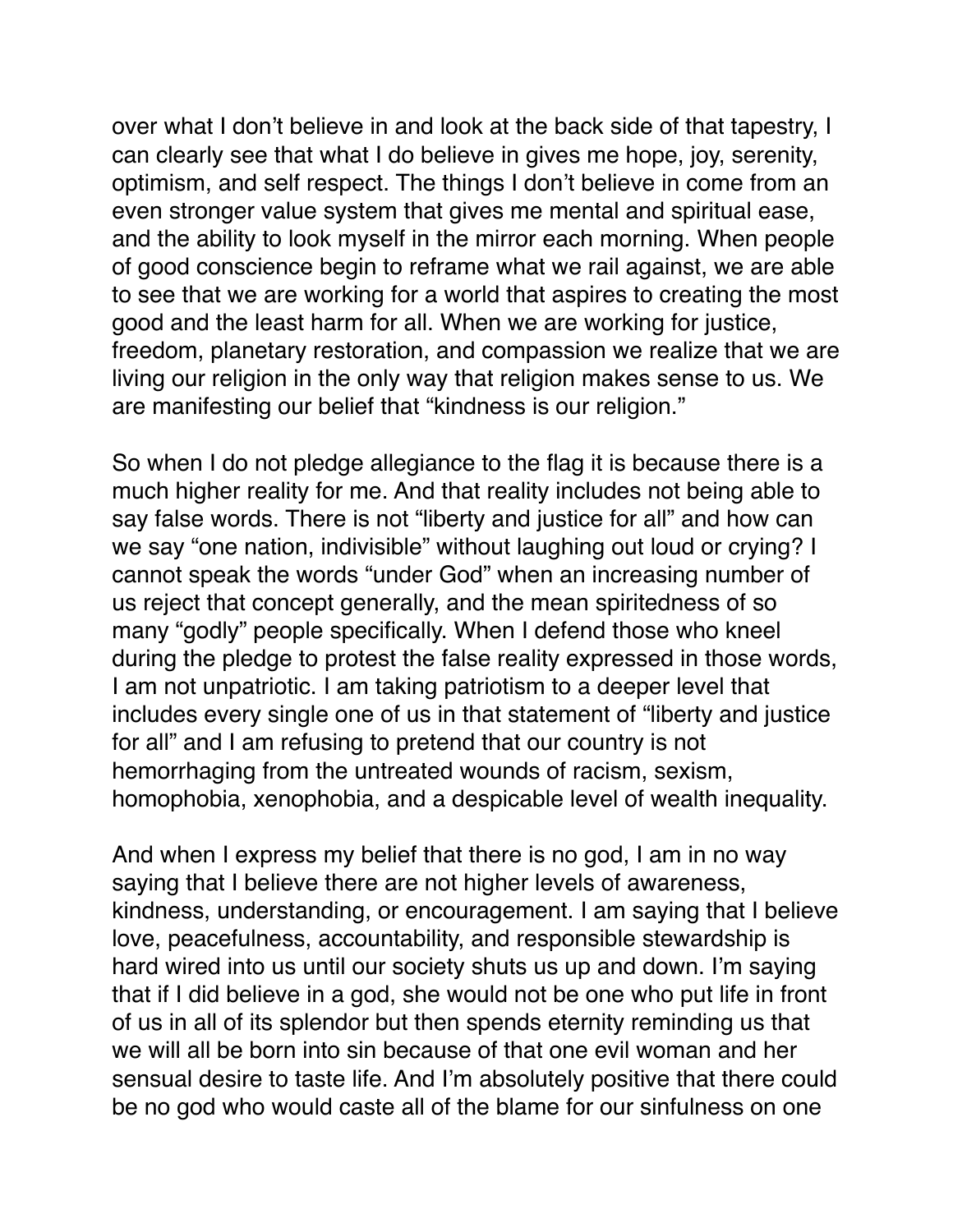over what I don't believe in and look at the back side of that tapestry, I can clearly see that what I do believe in gives me hope, joy, serenity, optimism, and self respect. The things I don't believe in come from an even stronger value system that gives me mental and spiritual ease, and the ability to look myself in the mirror each morning. When people of good conscience begin to reframe what we rail against, we are able to see that we are working for a world that aspires to creating the most good and the least harm for all. When we are working for justice, freedom, planetary restoration, and compassion we realize that we are living our religion in the only way that religion makes sense to us. We are manifesting our belief that "kindness is our religion."

So when I do not pledge allegiance to the flag it is because there is a much higher reality for me. And that reality includes not being able to say false words. There is not "liberty and justice for all" and how can we say "one nation, indivisible" without laughing out loud or crying? I cannot speak the words "under God" when an increasing number of us reject that concept generally, and the mean spiritedness of so many "godly" people specifically. When I defend those who kneel during the pledge to protest the false reality expressed in those words, I am not unpatriotic. I am taking patriotism to a deeper level that includes every single one of us in that statement of "liberty and justice for all" and I am refusing to pretend that our country is not hemorrhaging from the untreated wounds of racism, sexism, homophobia, xenophobia, and a despicable level of wealth inequality.

And when I express my belief that there is no god, I am in no way saying that I believe there are not higher levels of awareness, kindness, understanding, or encouragement. I am saying that I believe love, peacefulness, accountability, and responsible stewardship is hard wired into us until our society shuts us up and down. I'm saying that if I did believe in a god, she would not be one who put life in front of us in all of its splendor but then spends eternity reminding us that we will all be born into sin because of that one evil woman and her sensual desire to taste life. And I'm absolutely positive that there could be no god who would caste all of the blame for our sinfulness on one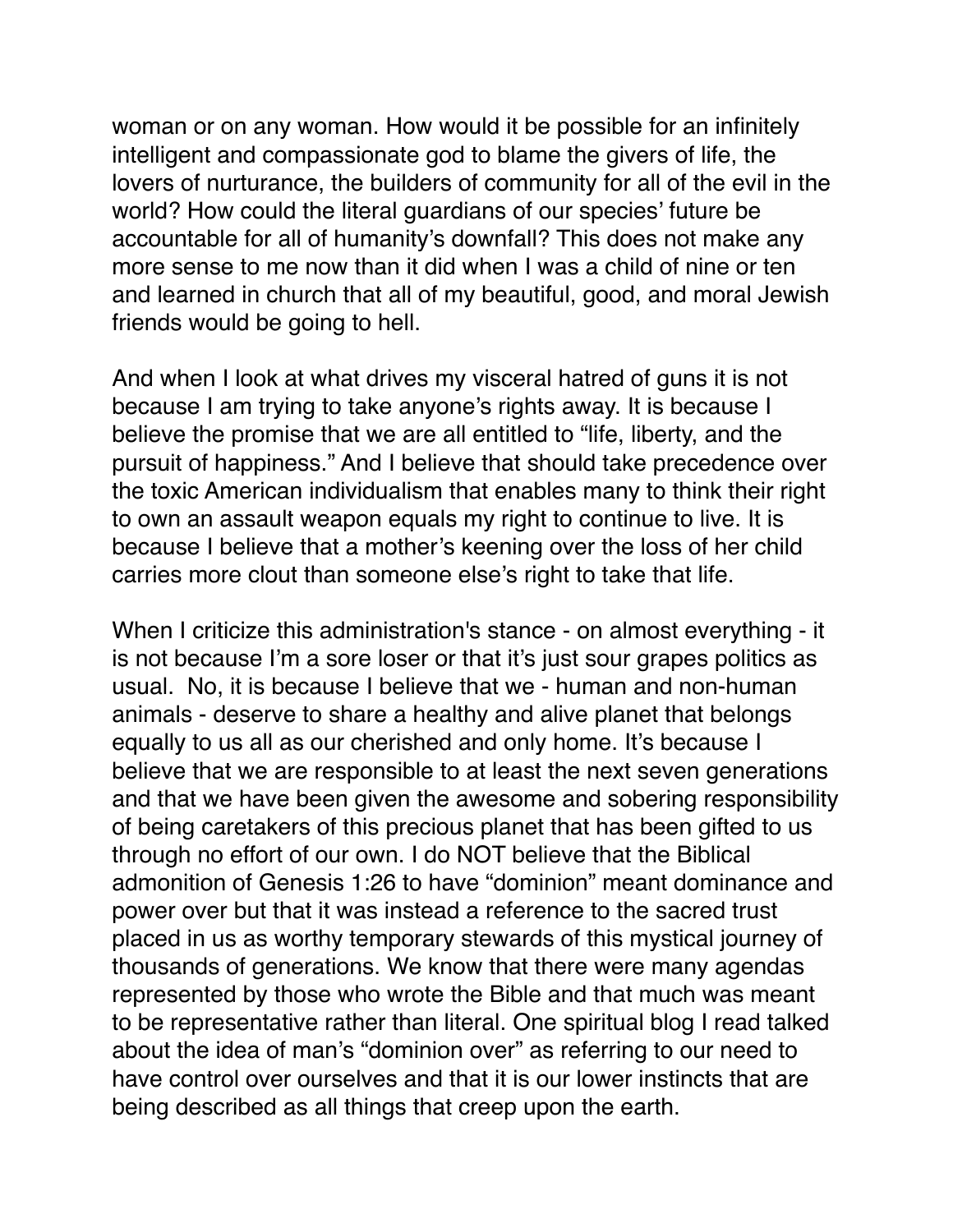woman or on any woman. How would it be possible for an infinitely intelligent and compassionate god to blame the givers of life, the lovers of nurturance, the builders of community for all of the evil in the world? How could the literal guardians of our species' future be accountable for all of humanity's downfall? This does not make any more sense to me now than it did when I was a child of nine or ten and learned in church that all of my beautiful, good, and moral Jewish friends would be going to hell.

And when I look at what drives my visceral hatred of guns it is not because I am trying to take anyone's rights away. It is because I believe the promise that we are all entitled to "life, liberty, and the pursuit of happiness." And I believe that should take precedence over the toxic American individualism that enables many to think their right to own an assault weapon equals my right to continue to live. It is because I believe that a mother's keening over the loss of her child carries more clout than someone else's right to take that life.

When I criticize this administration's stance - on almost everything - it is not because I'm a sore loser or that it's just sour grapes politics as usual. No, it is because I believe that we - human and non-human animals - deserve to share a healthy and alive planet that belongs equally to us all as our cherished and only home. It's because I believe that we are responsible to at least the next seven generations and that we have been given the awesome and sobering responsibility of being caretakers of this precious planet that has been gifted to us through no effort of our own. I do NOT believe that the Biblical admonition of Genesis 1:26 to have "dominion" meant dominance and power over but that it was instead a reference to the sacred trust placed in us as worthy temporary stewards of this mystical journey of thousands of generations. We know that there were many agendas represented by those who wrote the Bible and that much was meant to be representative rather than literal. One spiritual blog I read talked about the idea of man's "dominion over" as referring to our need to have control over ourselves and that it is our lower instincts that are being described as all things that creep upon the earth.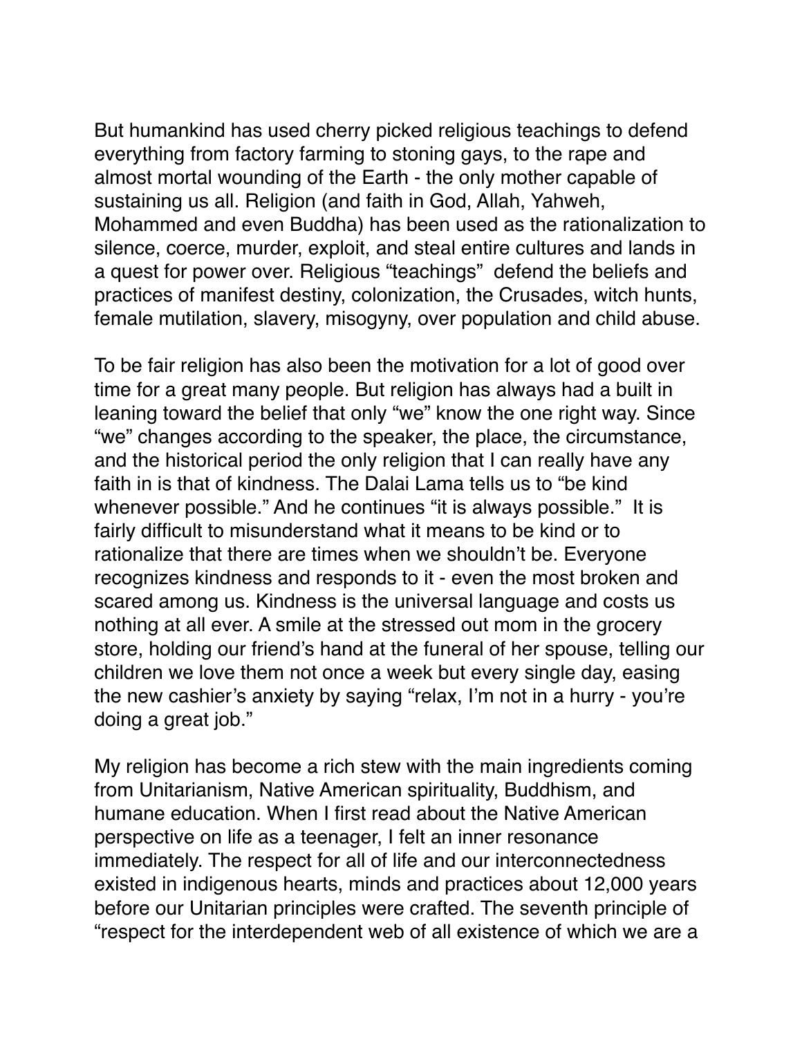But humankind has used cherry picked religious teachings to defend everything from factory farming to stoning gays, to the rape and almost mortal wounding of the Earth - the only mother capable of sustaining us all. Religion (and faith in God, Allah, Yahweh, Mohammed and even Buddha) has been used as the rationalization to silence, coerce, murder, exploit, and steal entire cultures and lands in a quest for power over. Religious "teachings" defend the beliefs and practices of manifest destiny, colonization, the Crusades, witch hunts, female mutilation, slavery, misogyny, over population and child abuse.

To be fair religion has also been the motivation for a lot of good over time for a great many people. But religion has always had a built in leaning toward the belief that only "we" know the one right way. Since "we" changes according to the speaker, the place, the circumstance, and the historical period the only religion that I can really have any faith in is that of kindness. The Dalai Lama tells us to "be kind whenever possible." And he continues "it is always possible." It is fairly difficult to misunderstand what it means to be kind or to rationalize that there are times when we shouldn't be. Everyone recognizes kindness and responds to it - even the most broken and scared among us. Kindness is the universal language and costs us nothing at all ever. A smile at the stressed out mom in the grocery store, holding our friend's hand at the funeral of her spouse, telling our children we love them not once a week but every single day, easing the new cashier's anxiety by saying "relax, I'm not in a hurry - you're doing a great job."

My religion has become a rich stew with the main ingredients coming from Unitarianism, Native American spirituality, Buddhism, and humane education. When I first read about the Native American perspective on life as a teenager, I felt an inner resonance immediately. The respect for all of life and our interconnectedness existed in indigenous hearts, minds and practices about 12,000 years before our Unitarian principles were crafted. The seventh principle of "respect for the interdependent web of all existence of which we are a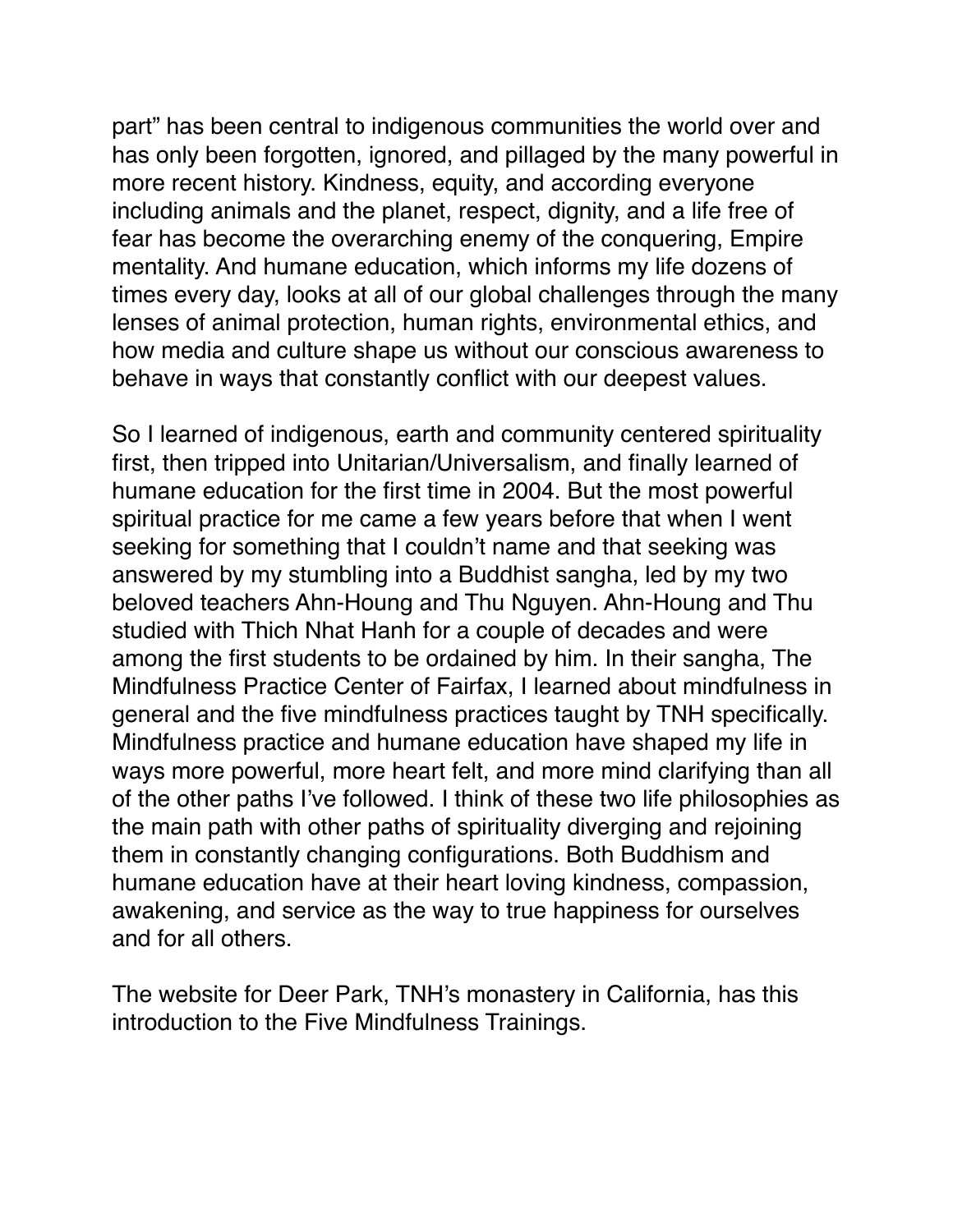part" has been central to indigenous communities the world over and has only been forgotten, ignored, and pillaged by the many powerful in more recent history. Kindness, equity, and according everyone including animals and the planet, respect, dignity, and a life free of fear has become the overarching enemy of the conquering, Empire mentality. And humane education, which informs my life dozens of times every day, looks at all of our global challenges through the many lenses of animal protection, human rights, environmental ethics, and how media and culture shape us without our conscious awareness to behave in ways that constantly conflict with our deepest values.

So I learned of indigenous, earth and community centered spirituality first, then tripped into Unitarian/Universalism, and finally learned of humane education for the first time in 2004. But the most powerful spiritual practice for me came a few years before that when I went seeking for something that I couldn't name and that seeking was answered by my stumbling into a Buddhist sangha, led by my two beloved teachers Ahn-Houng and Thu Nguyen. Ahn-Houng and Thu studied with Thich Nhat Hanh for a couple of decades and were among the first students to be ordained by him. In their sangha, The Mindfulness Practice Center of Fairfax, I learned about mindfulness in general and the five mindfulness practices taught by TNH specifically. Mindfulness practice and humane education have shaped my life in ways more powerful, more heart felt, and more mind clarifying than all of the other paths I've followed. I think of these two life philosophies as the main path with other paths of spirituality diverging and rejoining them in constantly changing configurations. Both Buddhism and humane education have at their heart loving kindness, compassion, awakening, and service as the way to true happiness for ourselves and for all others.

The website for Deer Park, TNH's monastery in California, has this introduction to the Five Mindfulness Trainings.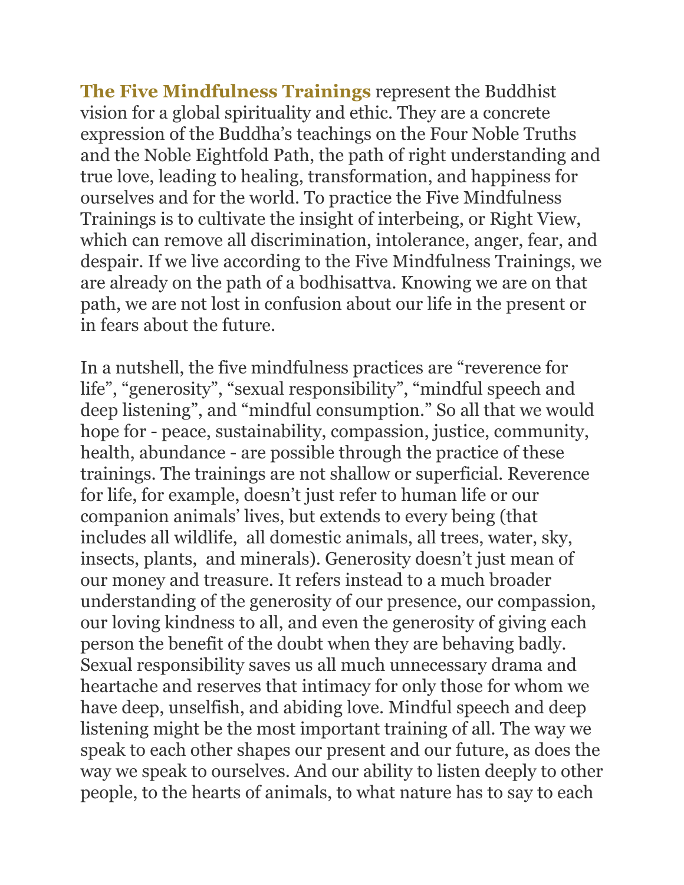**The Five Mindfulness Trainings** represent the Buddhist vision for a global spirituality and ethic. They are a concrete expression of the Buddha's teachings on the Four Noble Truths and the Noble Eightfold Path, the path of right understanding and true love, leading to healing, transformation, and happiness for ourselves and for the world. To practice the Five Mindfulness Trainings is to cultivate the insight of interbeing, or Right View, which can remove all discrimination, intolerance, anger, fear, and despair. If we live according to the Five Mindfulness Trainings, we are already on the path of a bodhisattva. Knowing we are on that path, we are not lost in confusion about our life in the present or in fears about the future.

In a nutshell, the five mindfulness practices are "reverence for life", "generosity", "sexual responsibility", "mindful speech and deep listening", and "mindful consumption." So all that we would hope for - peace, sustainability, compassion, justice, community, health, abundance - are possible through the practice of these trainings. The trainings are not shallow or superficial. Reverence for life, for example, doesn't just refer to human life or our companion animals' lives, but extends to every being (that includes all wildlife, all domestic animals, all trees, water, sky, insects, plants, and minerals). Generosity doesn't just mean of our money and treasure. It refers instead to a much broader understanding of the generosity of our presence, our compassion, our loving kindness to all, and even the generosity of giving each person the benefit of the doubt when they are behaving badly. Sexual responsibility saves us all much unnecessary drama and heartache and reserves that intimacy for only those for whom we have deep, unselfish, and abiding love. Mindful speech and deep listening might be the most important training of all. The way we speak to each other shapes our present and our future, as does the way we speak to ourselves. And our ability to listen deeply to other people, to the hearts of animals, to what nature has to say to each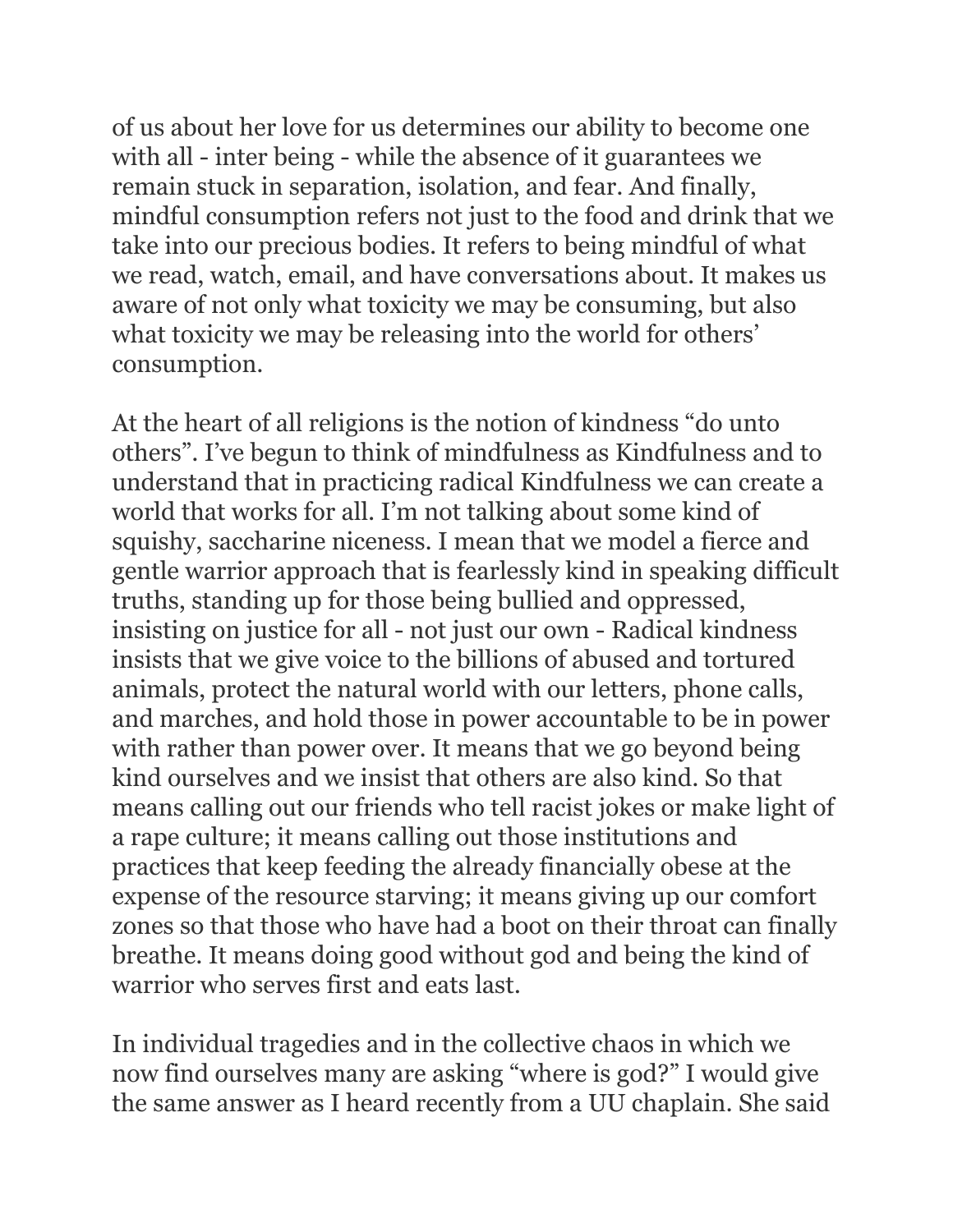of us about her love for us determines our ability to become one with all - inter being - while the absence of it guarantees we remain stuck in separation, isolation, and fear. And finally, mindful consumption refers not just to the food and drink that we take into our precious bodies. It refers to being mindful of what we read, watch, email, and have conversations about. It makes us aware of not only what toxicity we may be consuming, but also what toxicity we may be releasing into the world for others' consumption.

At the heart of all religions is the notion of kindness "do unto others". I've begun to think of mindfulness as Kindfulness and to understand that in practicing radical Kindfulness we can create a world that works for all. I'm not talking about some kind of squishy, saccharine niceness. I mean that we model a fierce and gentle warrior approach that is fearlessly kind in speaking difficult truths, standing up for those being bullied and oppressed, insisting on justice for all - not just our own - Radical kindness insists that we give voice to the billions of abused and tortured animals, protect the natural world with our letters, phone calls, and marches, and hold those in power accountable to be in power with rather than power over. It means that we go beyond being kind ourselves and we insist that others are also kind. So that means calling out our friends who tell racist jokes or make light of a rape culture; it means calling out those institutions and practices that keep feeding the already financially obese at the expense of the resource starving; it means giving up our comfort zones so that those who have had a boot on their throat can finally breathe. It means doing good without god and being the kind of warrior who serves first and eats last.

In individual tragedies and in the collective chaos in which we now find ourselves many are asking "where is god?" I would give the same answer as I heard recently from a UU chaplain. She said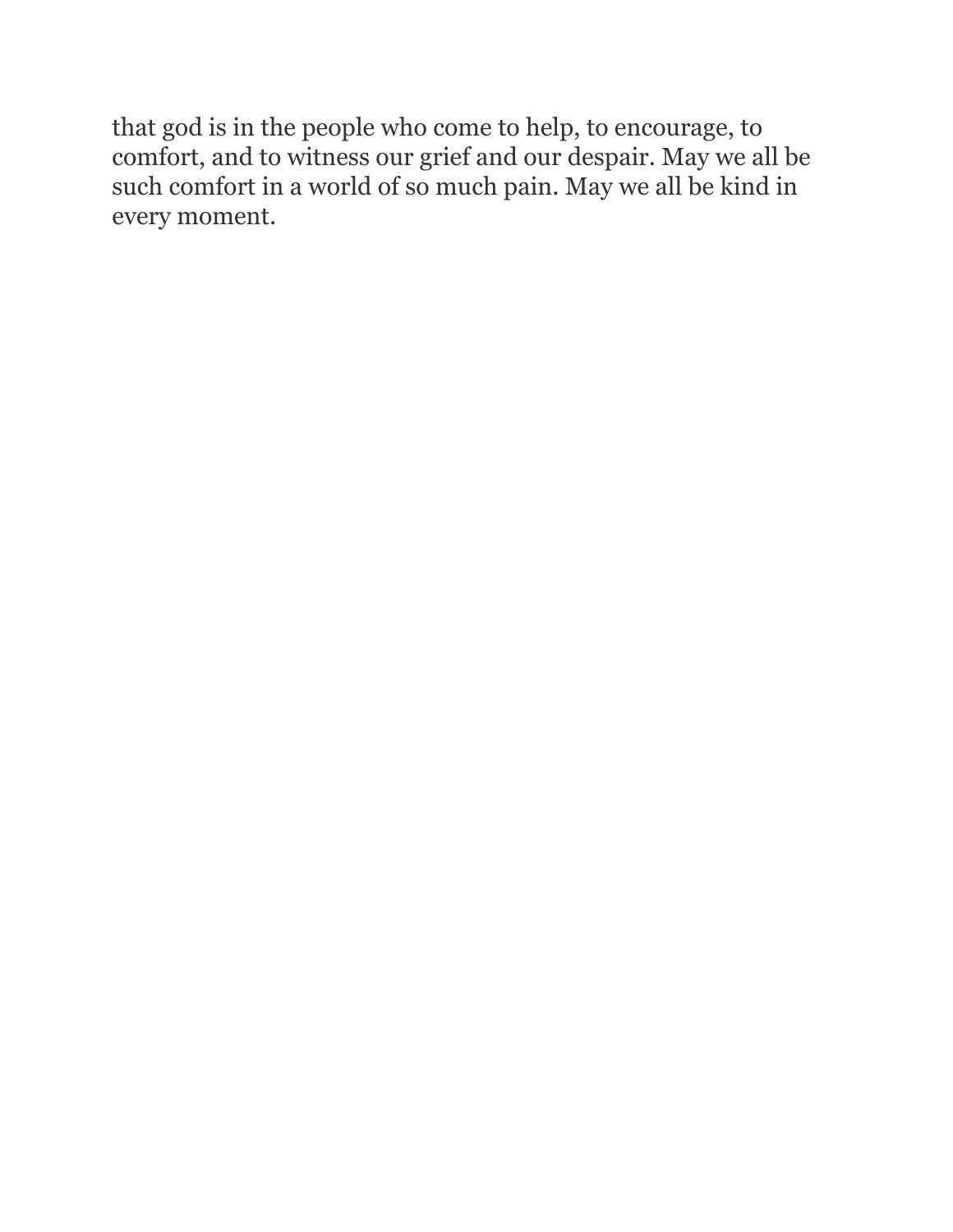that god is in the people who come to help, to encourage, to comfort, and to witness our grief and our despair. May we all be such comfort in a world of so much pain. May we all be kind in every moment.